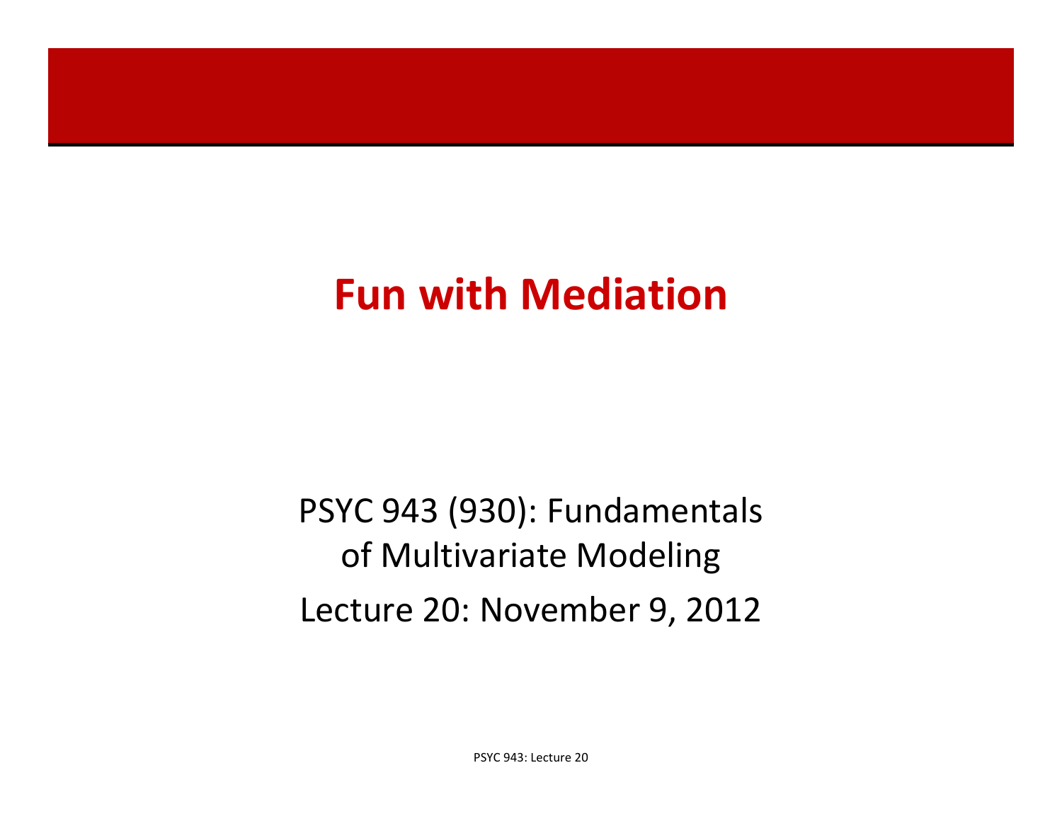# Fun with Mediation

PSYC 943 (930): Fundamentals of Multivariate Modeling

Lecture 20: November 9, 2012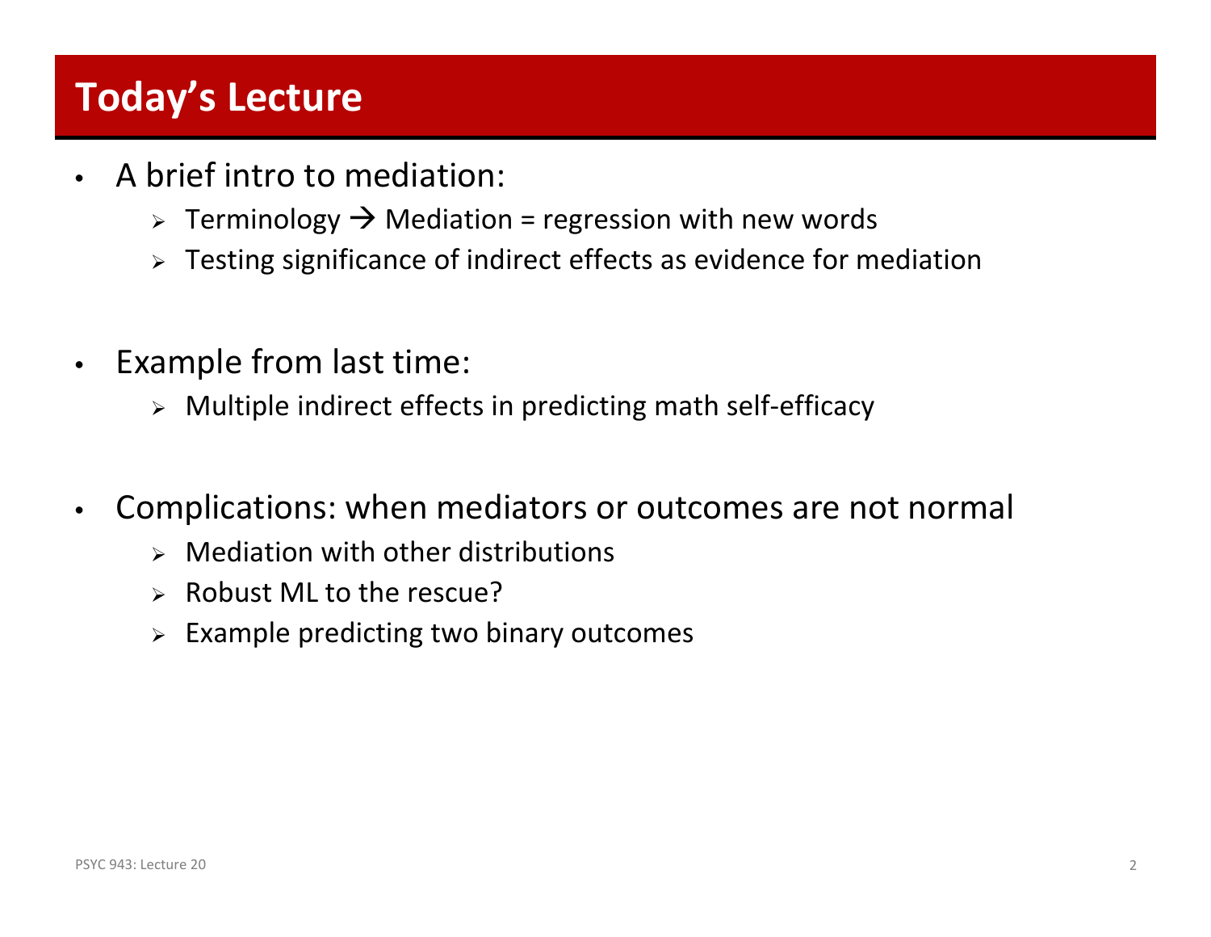# Today's Lecture

- A brief intro to mediation:
  - Terminology → Mediation = regression with new words
  - Testing significance of indirect effects as evidence for mediation

- Example from last time:
  - Multiple indirect effects in predicting math self-efficacy

- Complications: when mediators or outcomes are not normal
  - Mediation with other distributions
  - Robust ML to the rescue?
  - Example predicting two binary outcomes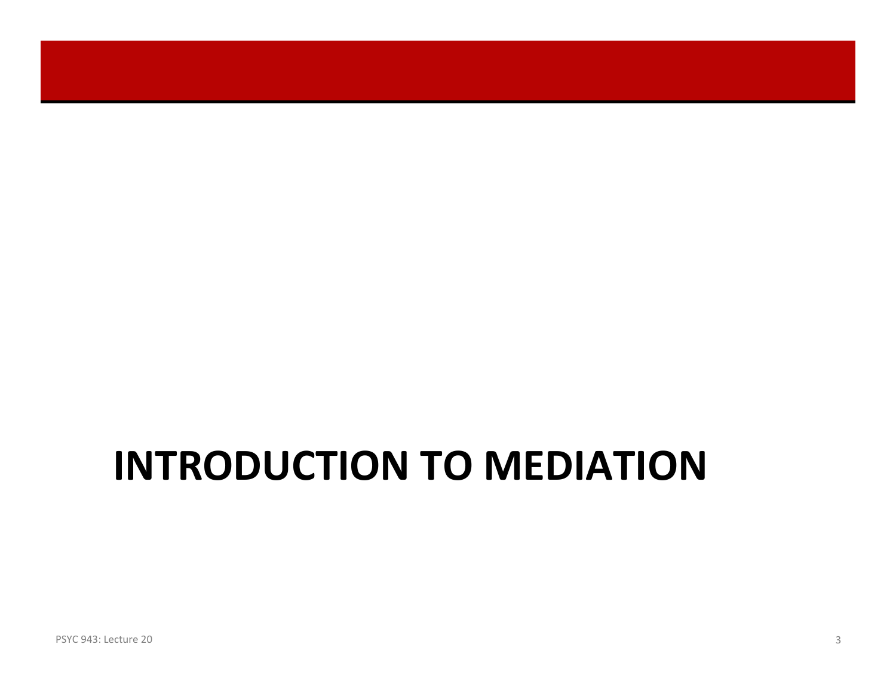# INTRODUCTION TO MEDIATION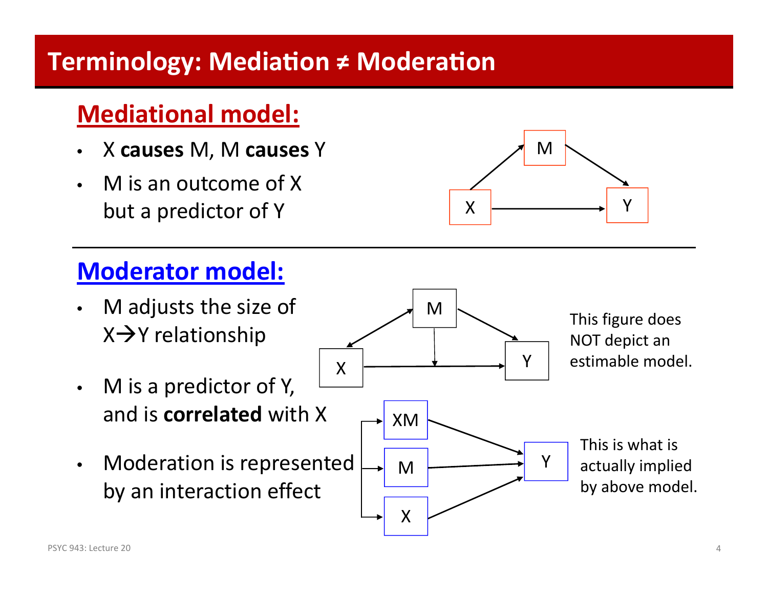# Terminology: Mediation ≠ Moderation

## Mediational model:

- X **causes** M, M **causes** Y
- M is an outcome of X but a predictor of Y

## Moderator model:

- M adjusts the size of X→Y relationship
- M is a predictor of Y, and is **correlated** with X
- Moderation is represented by an interaction effect

This figure does NOT depict an estimable model.

This is what is actually implied by above model.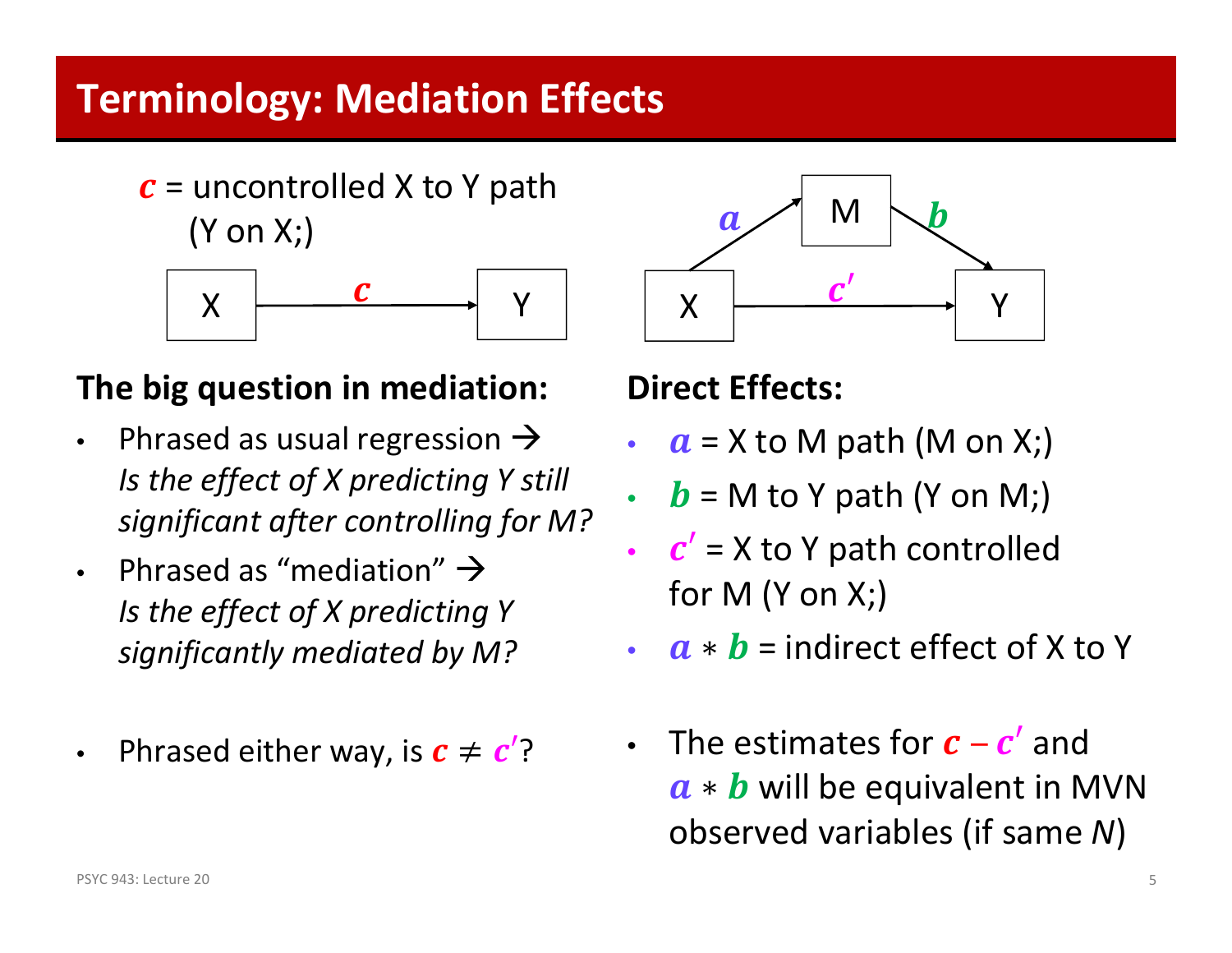# Terminology: Mediation Effects

$c$ = uncontrolled X to Y path (Y on X;)

X —$c$→ Y

X —$a$→ M —$b$→ Y; X —$c'$→ Y

**The big question in mediation:**

- Phrased as usual regression → *Is the effect of X predicting Y still significant after controlling for M?*
- Phrased as "mediation" → *Is the effect of X predicting Y significantly mediated by M?*
- Phrased either way, is $c \neq c'$?

**Direct Effects:**

- $a$ = X to M path (M on X;)
- $b$ = M to Y path (Y on M;)
- $c'$ = X to Y path controlled for M (Y on X;)
- $a * b$ = indirect effect of X to Y
- The estimates for $c - c'$ and $a * b$ will be equivalent in MVN observed variables (if same *N*)

PSYC 943: Lecture 20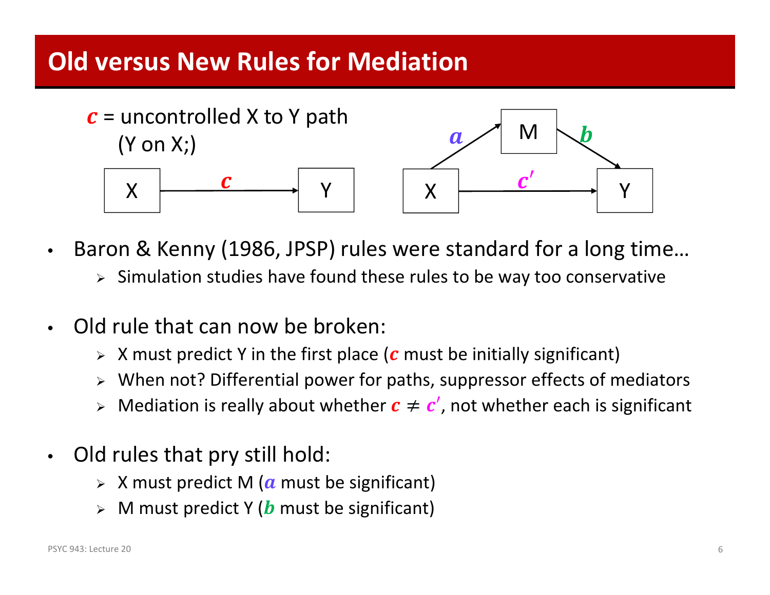# Old versus New Rules for Mediation

$c$ = uncontrolled X to Y path (Y on X;)

X —$c$→ Y

X —$a$→ M —$b$→ Y; X —$c'$→ Y

- Baron & Kenny (1986, JPSP) rules were standard for a long time…
  - Simulation studies have found these rules to be way too conservative
- Old rule that can now be broken:
  - X must predict Y in the first place ($c$ must be initially significant)
  - When not? Differential power for paths, suppressor effects of mediators
  - Mediation is really about whether $c \neq c'$, not whether each is significant
- Old rules that pry still hold:
  - X must predict M ($a$ must be significant)
  - M must predict Y ($b$ must be significant)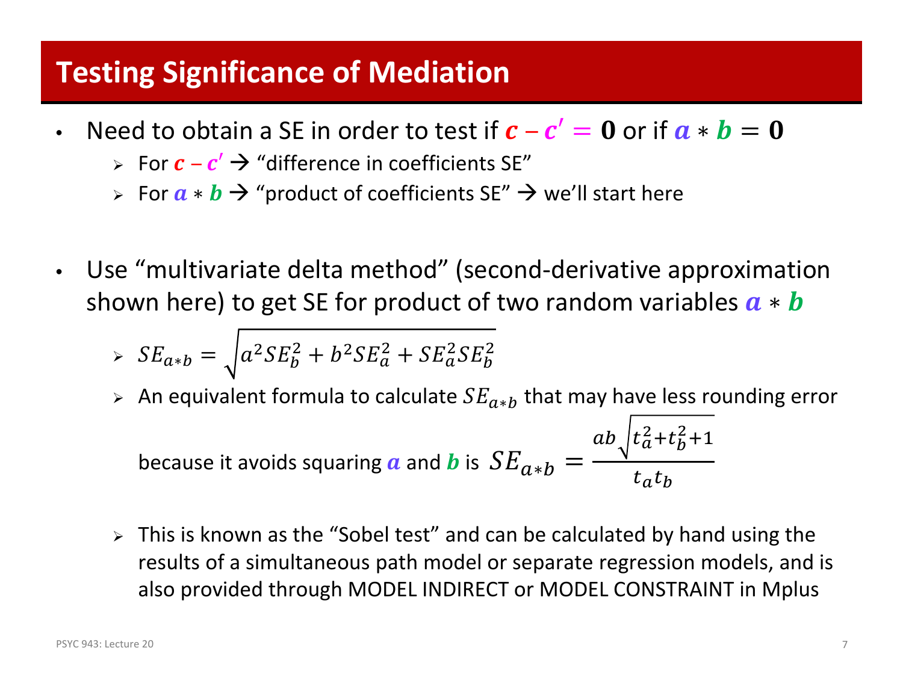# Testing Significance of Mediation

- Need to obtain a SE in order to test if $c - c' = 0$ or if $a * b = 0$
  - For $c - c'$ → "difference in coefficients SE"
  - For $a * b$ → "product of coefficients SE" → we'll start here

- Use "multivariate delta method" (second-derivative approximation shown here) to get SE for product of two random variables $a * b$
  - $SE_{a*b} = \sqrt{a^2 SE_b^2 + b^2 SE_a^2 + SE_a^2 SE_b^2}$
  - An equivalent formula to calculate $SE_{a*b}$ that may have less rounding error because it avoids squaring $a$ and $b$ is $SE_{a*b} = \frac{ab\sqrt{t_a^2 + t_b^2 + 1}}{t_a t_b}$
  - This is known as the "Sobel test" and can be calculated by hand using the results of a simultaneous path model or separate regression models, and is also provided through MODEL INDIRECT or MODEL CONSTRAINT in Mplus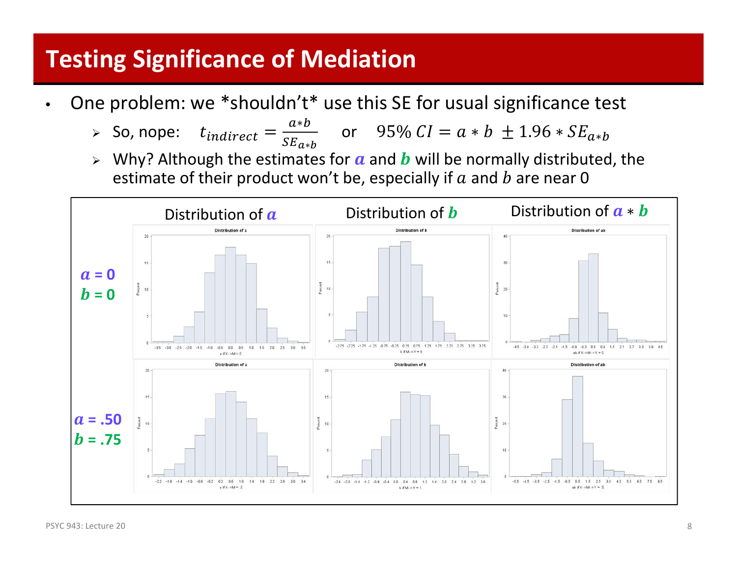# Testing Significance of Mediation

- One problem: we *shouldn't* use this SE for usual significance test
  - So, nope: $t_{indirect} = \frac{a*b}{SE_{a*b}}$ or $95\%\ CI = a*b \pm 1.96 * SE_{a*b}$
  - Why? Although the estimates for $\boldsymbol{a}$ and $\boldsymbol{b}$ will be normally distributed, the estimate of their product won't be, especially if $a$ and $b$ are near 0

| | Distribution of $\boldsymbol{a}$ | Distribution of $\boldsymbol{b}$ | Distribution of $\boldsymbol{a} * \boldsymbol{b}$ |
|---|---|---|---|
| $\boldsymbol{a}$ = 0, $\boldsymbol{b}$ = 0 | | | |
| $\boldsymbol{a}$ = .50, $\boldsymbol{b}$ = .75 | | | |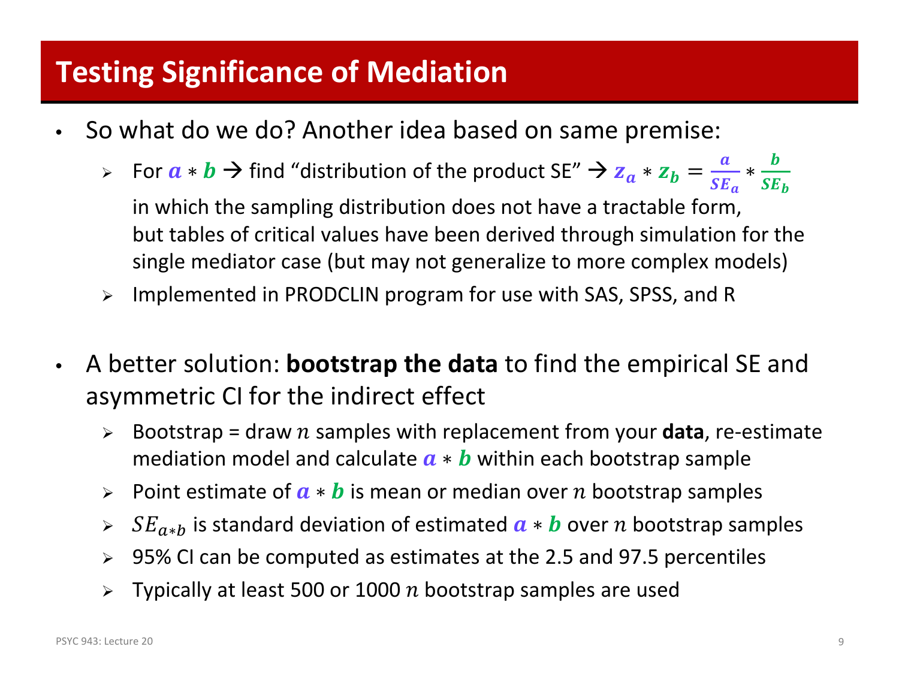## Testing Significance of Mediation

- So what do we do? Another idea based on same premise:
  - For $a * b$ → find "distribution of the product SE" → $z_a * z_b = \frac{a}{SE_a} * \frac{b}{SE_b}$ in which the sampling distribution does not have a tractable form, but tables of critical values have been derived through simulation for the single mediator case (but may not generalize to more complex models)
  - Implemented in PRODCLIN program for use with SAS, SPSS, and R

- A better solution: **bootstrap the data** to find the empirical SE and asymmetric CI for the indirect effect
  - Bootstrap = draw $n$ samples with replacement from your **data**, re-estimate mediation model and calculate $a * b$ within each bootstrap sample
  - Point estimate of $a * b$ is mean or median over $n$ bootstrap samples
  - $SE_{a*b}$ is standard deviation of estimated $a * b$ over $n$ bootstrap samples
  - 95% CI can be computed as estimates at the 2.5 and 97.5 percentiles
  - Typically at least 500 or 1000 $n$ bootstrap samples are used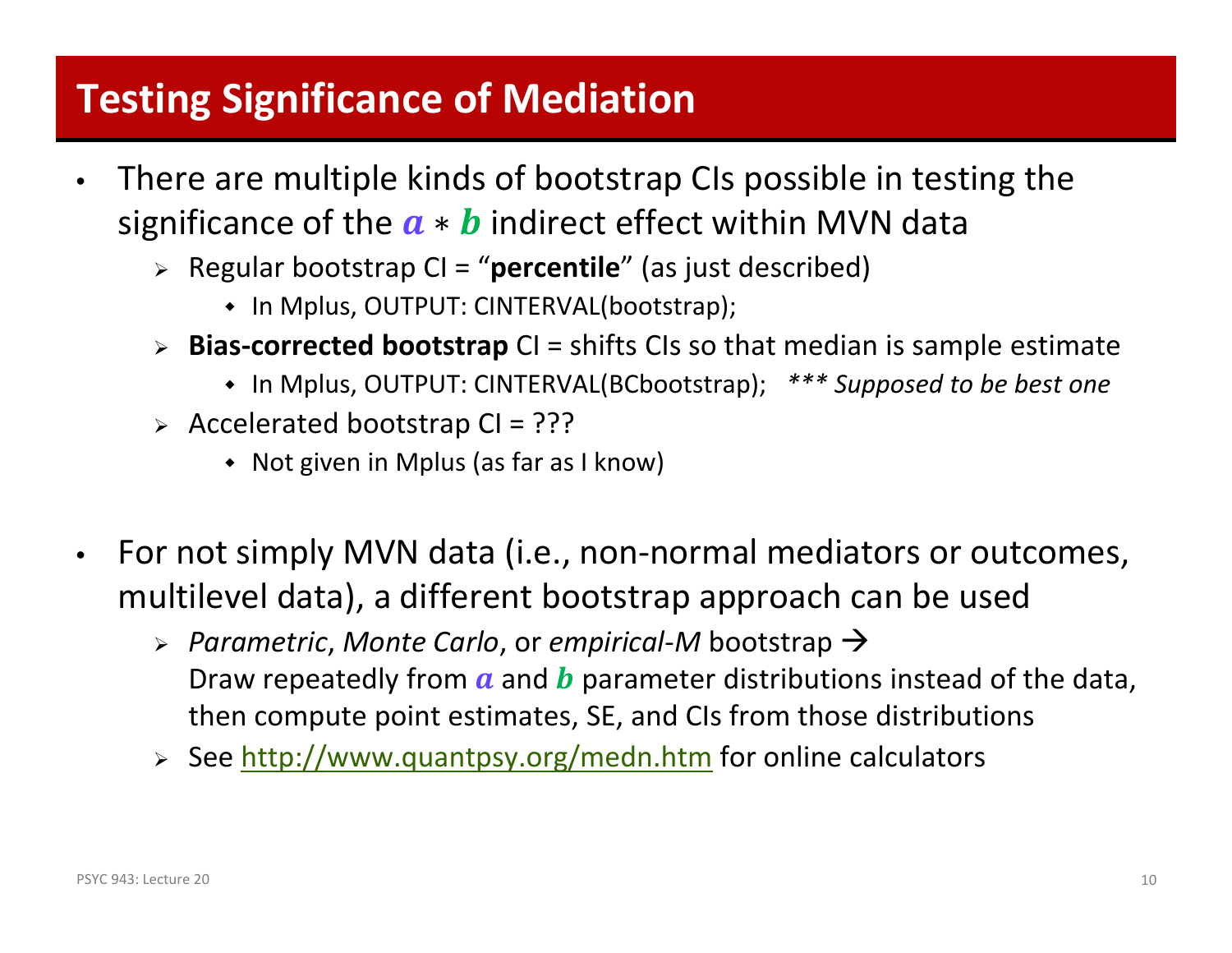# Testing Significance of Mediation

- There are multiple kinds of bootstrap CIs possible in testing the significance of the $a * b$ indirect effect within MVN data
  - Regular bootstrap CI = "**percentile**" (as just described)
    - In Mplus, OUTPUT: CINTERVAL(bootstrap);
  - **Bias-corrected bootstrap** CI = shifts CIs so that median is sample estimate
    - In Mplus, OUTPUT: CINTERVAL(BCbootstrap); *\*\*\* Supposed to be best one*
  - Accelerated bootstrap CI = ???
    - Not given in Mplus (as far as I know)

- For not simply MVN data (i.e., non-normal mediators or outcomes, multilevel data), a different bootstrap approach can be used
  - *Parametric*, *Monte Carlo*, or *empirical-M* bootstrap → Draw repeatedly from $a$ and $b$ parameter distributions instead of the data, then compute point estimates, SE, and CIs from those distributions
  - See http://www.quantpsy.org/medn.htm for online calculators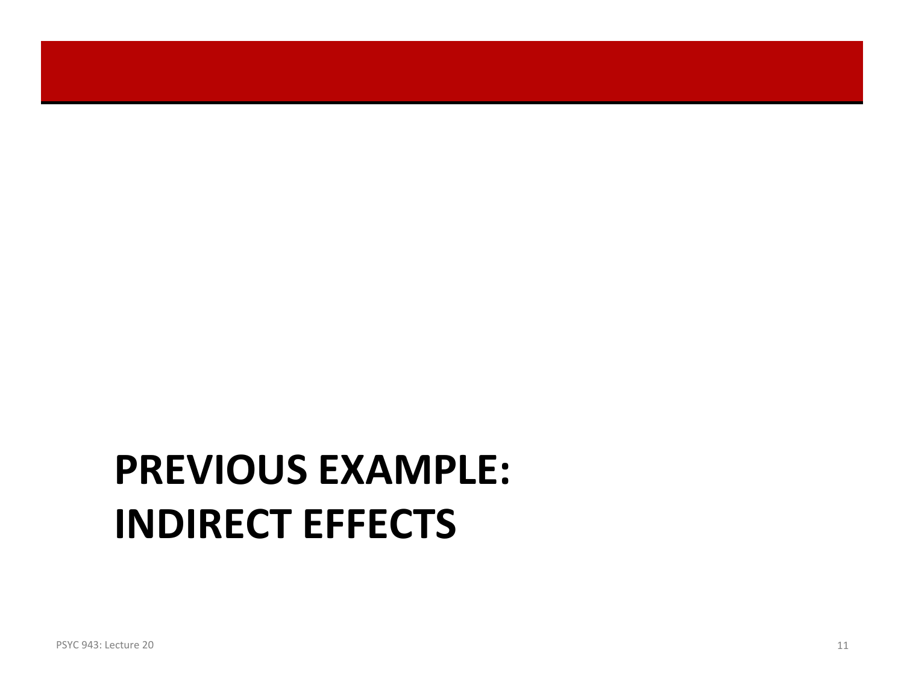# PREVIOUS EXAMPLE: INDIRECT EFFECTS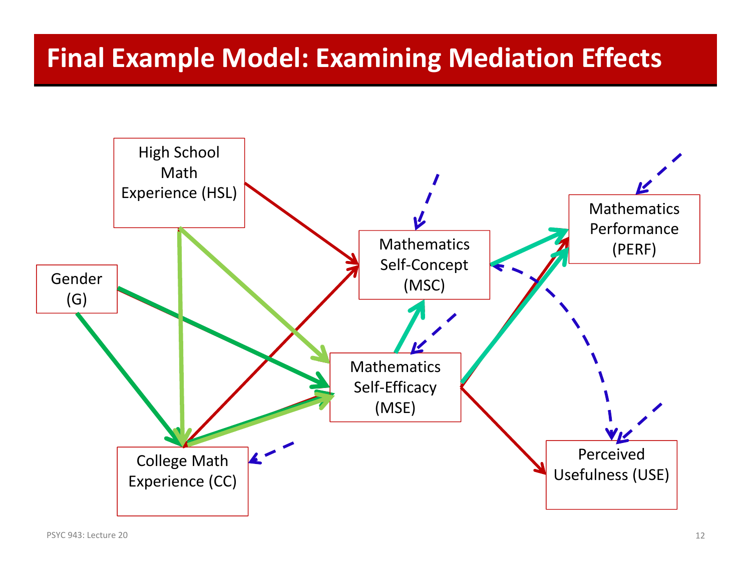# Final Example Model: Examining Mediation Effects

High School Math Experience (HSL)

Gender (G)

College Math Experience (CC)

Mathematics Self-Concept (MSC)

Mathematics Self-Efficacy (MSE)

Mathematics Performance (PERF)

Perceived Usefulness (USE)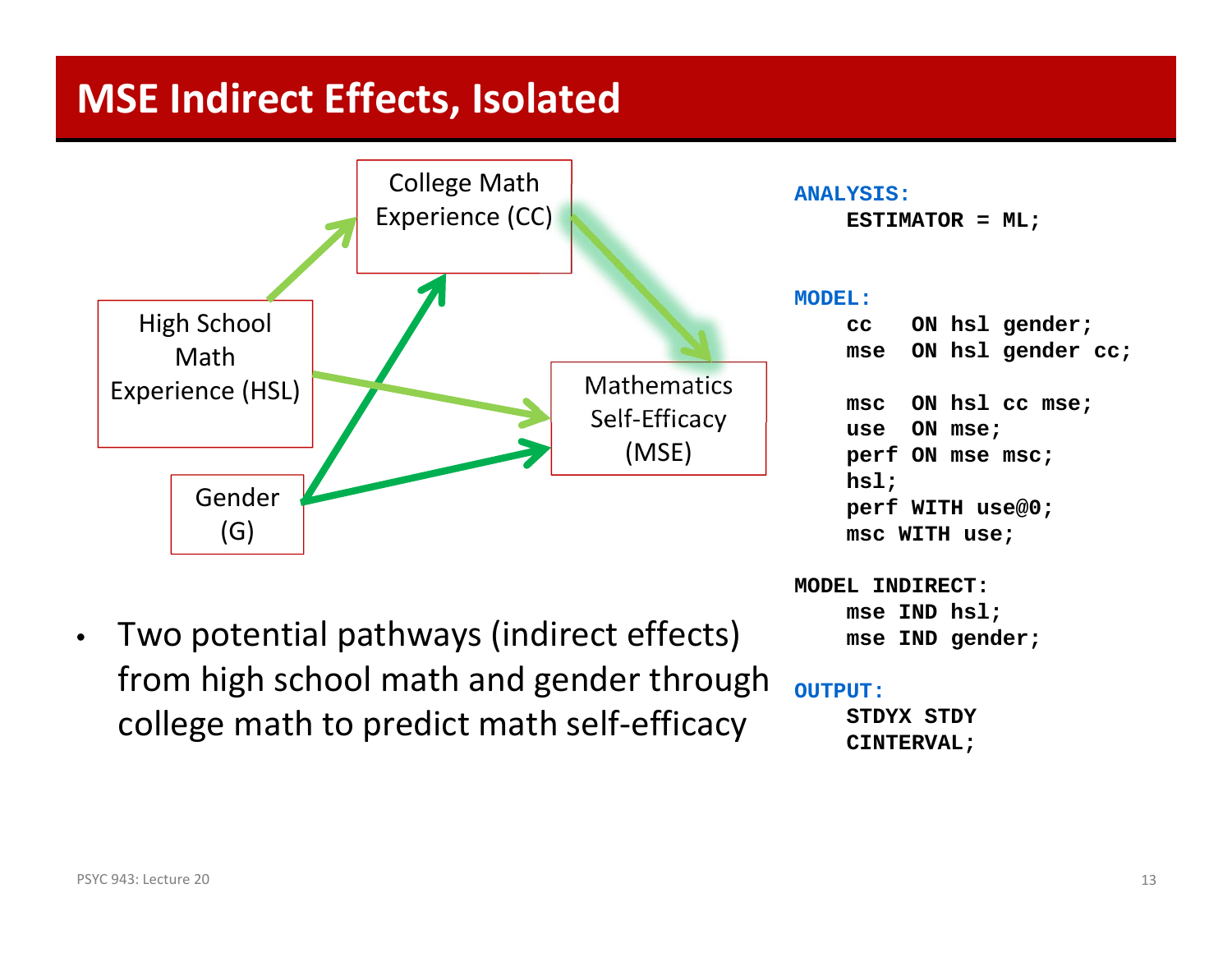# MSE Indirect Effects, Isolated

College Math Experience (CC)

High School Math Experience (HSL)

Mathematics Self-Efficacy (MSE)

Gender (G)

- Two potential pathways (indirect effects) from high school math and gender through college math to predict math self-efficacy

```
ANALYSIS:
    ESTIMATOR = ML;

MODEL:
    cc   ON hsl gender;
    mse  ON hsl gender cc;

    msc  ON hsl cc mse;
    use  ON mse;
    perf ON mse msc;
    hsl;
    perf WITH use@0;
    msc WITH use;

MODEL INDIRECT:
    mse IND hsl;
    mse IND gender;

OUTPUT:
    STDYX STDY
    CINTERVAL;
```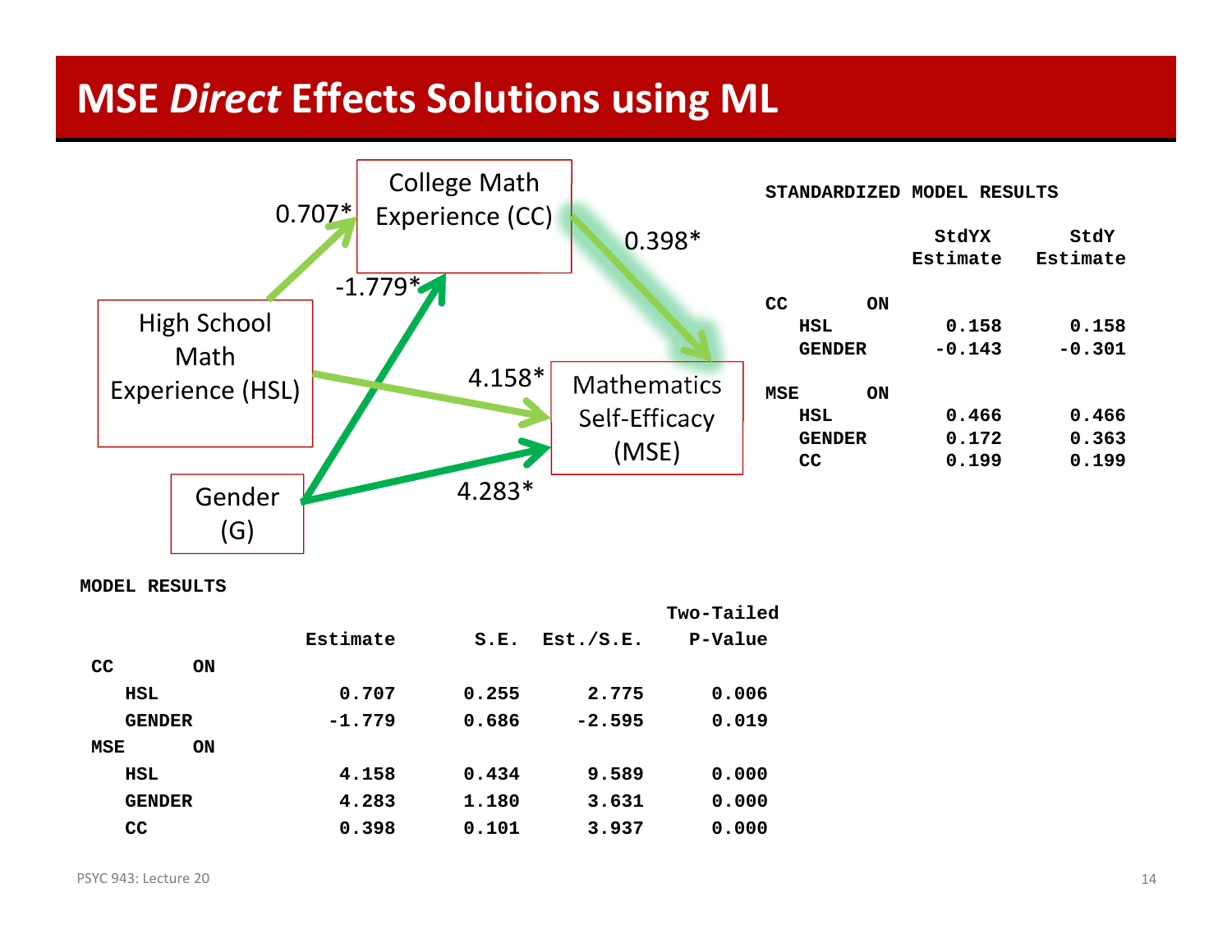# MSE *Direct* Effects Solutions using ML

College Math Experience (CC)

High School Math Experience (HSL)

Gender (G)

Mathematics Self-Efficacy (MSE)

0.707* | 0.398* | -1.779* | 4.158* | 4.283*

**STANDARDIZED MODEL RESULTS**

| | StdYX Estimate | StdY Estimate |
|---|---|---|
| CC ON | | |
| HSL | 0.158 | 0.158 |
| GENDER | -0.143 | -0.301 |
| MSE ON | | |
| HSL | 0.466 | 0.466 |
| GENDER | 0.172 | 0.363 |
| CC | 0.199 | 0.199 |

**MODEL RESULTS**

| | Estimate | S.E. | Est./S.E. | Two-Tailed P-Value |
|---|---|---|---|---|
| CC ON | | | | |
| HSL | 0.707 | 0.255 | 2.775 | 0.006 |
| GENDER | -1.779 | 0.686 | -2.595 | 0.019 |
| MSE ON | | | | |
| HSL | 4.158 | 0.434 | 9.589 | 0.000 |
| GENDER | 4.283 | 1.180 | 3.631 | 0.000 |
| CC | 0.398 | 0.101 | 3.937 | 0.000 |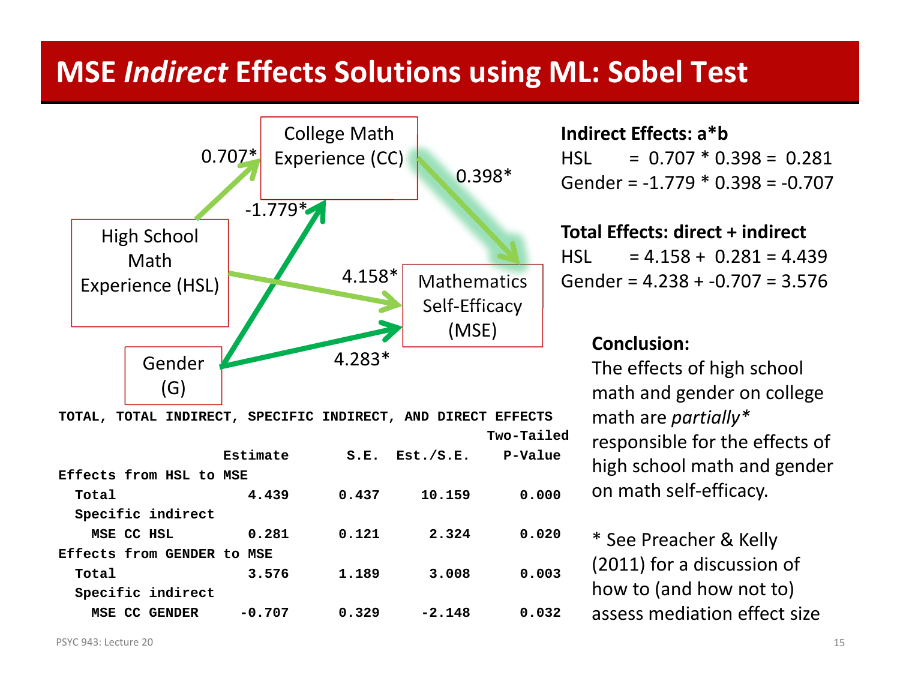# MSE *Indirect* Effects Solutions using ML: Sobel Test

College Math Experience (CC)

High School Math Experience (HSL)

Gender (G)

Mathematics Self-Efficacy (MSE)

HSL → CC: 0.707*
Gender → CC: -1.779*
CC → MSE: 0.398*
HSL → MSE: 4.158*
Gender → MSE: 4.283*

**Indirect Effects: a*b**

HSL = 0.707 * 0.398 = 0.281

Gender = -1.779 * 0.398 = -0.707

**Total Effects: direct + indirect**

HSL = 4.158 + 0.281 = 4.439

Gender = 4.238 + -0.707 = 3.576

```
TOTAL, TOTAL INDIRECT, SPECIFIC INDIRECT, AND DIRECT EFFECTS
                                                       Two-Tailed
                    Estimate       S.E.  Est./S.E.    P-Value
Effects from HSL to MSE
  Total                4.439      0.437     10.159      0.000
  Specific indirect
    MSE CC HSL         0.281      0.121      2.324      0.020
Effects from GENDER to MSE
  Total                3.576      1.189      3.008      0.003
  Specific indirect
    MSE CC GENDER     -0.707      0.329     -2.148      0.032
```

**Conclusion:**

The effects of high school math and gender on college math are *partially** responsible for the effects of high school math and gender on math self-efficacy.

\* See Preacher & Kelly (2011) for a discussion of how to (and how not to) assess mediation effect size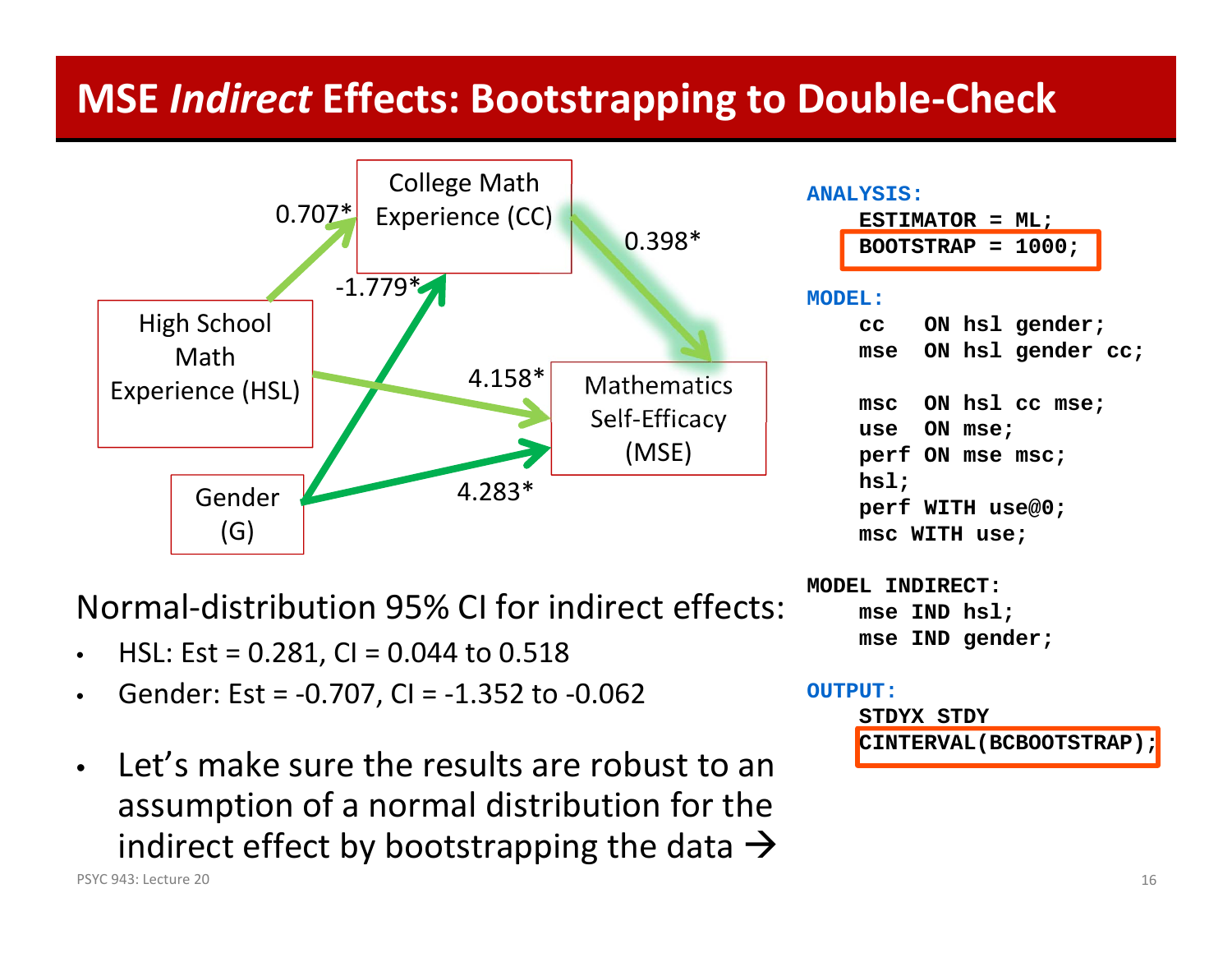# MSE *Indirect* Effects: Bootstrapping to Double-Check

College Math Experience (CC)

High School Math Experience (HSL)

Gender (G)

Mathematics Self-Efficacy (MSE)

0.707*

-1.779*

0.398*

4.158*

4.283*

Normal-distribution 95% CI for indirect effects:

- HSL: Est = 0.281, CI = 0.044 to 0.518
- Gender: Est = -0.707, CI = -1.352 to -0.062

- Let's make sure the results are robust to an assumption of a normal distribution for the indirect effect by bootstrapping the data →

```
ANALYSIS:
    ESTIMATOR = ML;
    BOOTSTRAP = 1000;

MODEL:
    cc   ON hsl gender;
    mse  ON hsl gender cc;

    msc  ON hsl cc mse;
    use  ON mse;
    perf ON mse msc;
    hsl;
    perf WITH use@0;
    msc WITH use;

MODEL INDIRECT:
    mse IND hsl;
    mse IND gender;

OUTPUT:
    STDYX STDY
    CINTERVAL(BCBOOTSTRAP);
```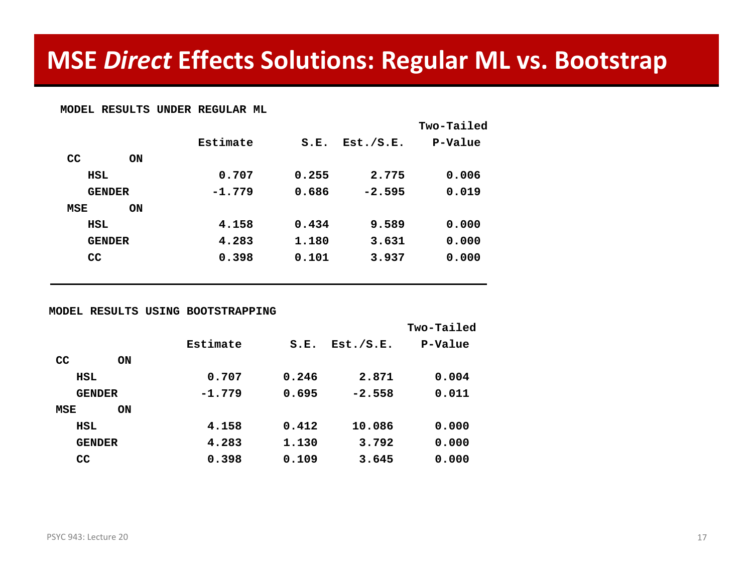# MSE *Direct* Effects Solutions: Regular ML vs. Bootstrap

**MODEL RESULTS UNDER REGULAR ML**

| | Estimate | S.E. | Est./S.E. | Two-Tailed P-Value |
|---|---|---|---|---|
| **CC ON** | | | | |
| HSL | 0.707 | 0.255 | 2.775 | 0.006 |
| GENDER | -1.779 | 0.686 | -2.595 | 0.019 |
| **MSE ON** | | | | |
| HSL | 4.158 | 0.434 | 9.589 | 0.000 |
| GENDER | 4.283 | 1.180 | 3.631 | 0.000 |
| CC | 0.398 | 0.101 | 3.937 | 0.000 |

**MODEL RESULTS USING BOOTSTRAPPING**

| | Estimate | S.E. | Est./S.E. | Two-Tailed P-Value |
|---|---|---|---|---|
| **CC ON** | | | | |
| HSL | 0.707 | 0.246 | 2.871 | 0.004 |
| GENDER | -1.779 | 0.695 | -2.558 | 0.011 |
| **MSE ON** | | | | |
| HSL | 4.158 | 0.412 | 10.086 | 0.000 |
| GENDER | 4.283 | 1.130 | 3.792 | 0.000 |
| CC | 0.398 | 0.109 | 3.645 | 0.000 |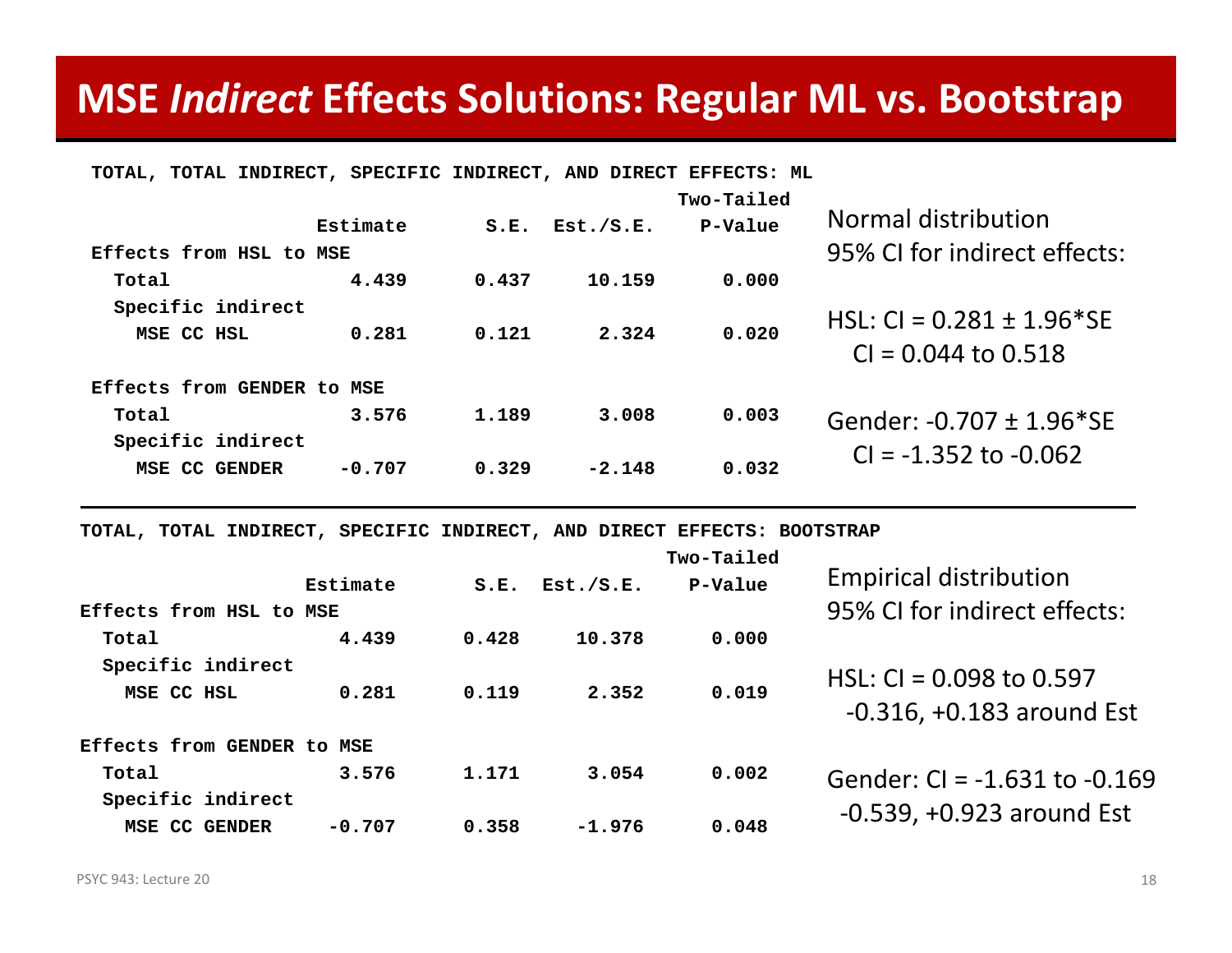# MSE *Indirect* Effects Solutions: Regular ML vs. Bootstrap

```
TOTAL, TOTAL INDIRECT, SPECIFIC INDIRECT, AND DIRECT EFFECTS: ML
                                                        Two-Tailed
                    Estimate       S.E.  Est./S.E.    P-Value
Effects from HSL to MSE
  Total                4.439      0.437     10.159      0.000
  Specific indirect
    MSE CC HSL         0.281      0.121      2.324      0.020

Effects from GENDER to MSE
  Total                3.576      1.189      3.008      0.003
  Specific indirect
    MSE CC GENDER     -0.707      0.329     -2.148      0.032
```

Normal distribution 95% CI for indirect effects:

HSL: CI = 0.281 ± 1.96*SE
CI = 0.044 to 0.518

Gender: -0.707 ± 1.96*SE
CI = -1.352 to -0.062

```
TOTAL, TOTAL INDIRECT, SPECIFIC INDIRECT, AND DIRECT EFFECTS: BOOTSTRAP
                                                        Two-Tailed
                    Estimate       S.E.  Est./S.E.    P-Value
Effects from HSL to MSE
  Total                4.439      0.428     10.378      0.000
  Specific indirect
    MSE CC HSL         0.281      0.119      2.352      0.019

Effects from GENDER to MSE
  Total                3.576      1.171      3.054      0.002
  Specific indirect
    MSE CC GENDER     -0.707      0.358     -1.976      0.048
```

Empirical distribution 95% CI for indirect effects:

HSL: CI = 0.098 to 0.597
-0.316, +0.183 around Est

Gender: CI = -1.631 to -0.169
-0.539, +0.923 around Est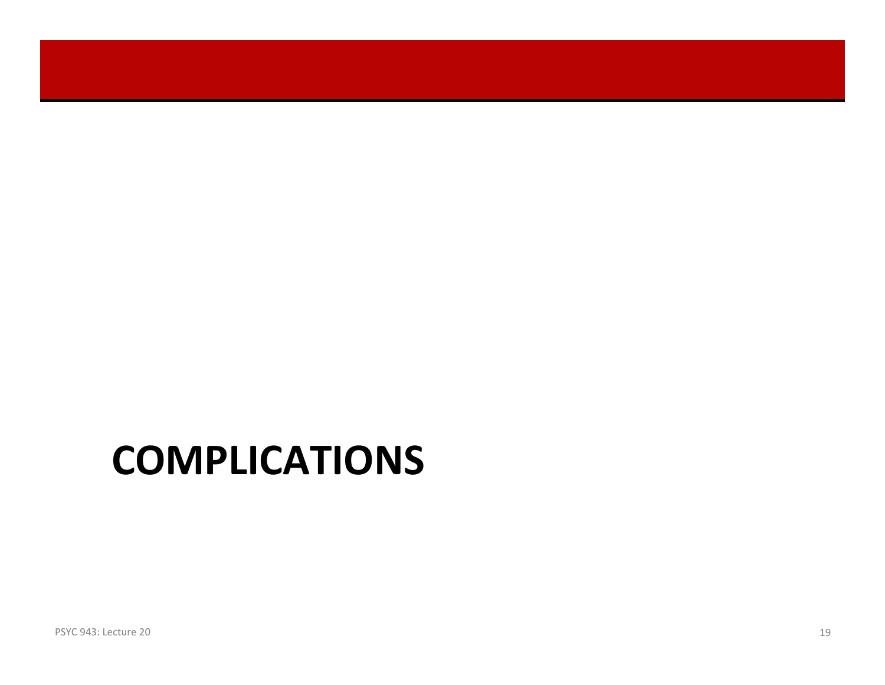# COMPLICATIONS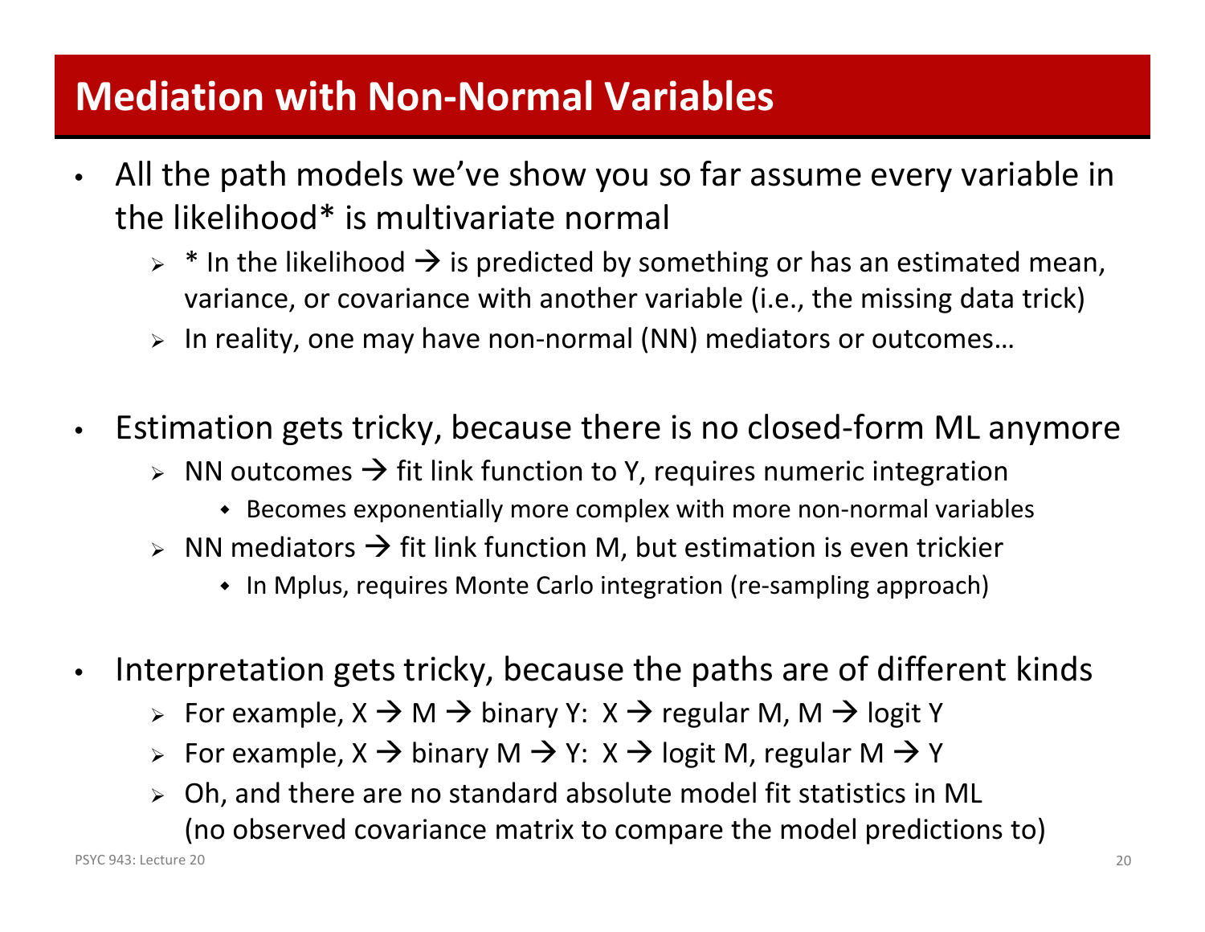# Mediation with Non-Normal Variables

- All the path models we've show you so far assume every variable in the likelihood* is multivariate normal
  - * In the likelihood → is predicted by something or has an estimated mean, variance, or covariance with another variable (i.e., the missing data trick)
  - In reality, one may have non-normal (NN) mediators or outcomes…

- Estimation gets tricky, because there is no closed-form ML anymore
  - NN outcomes → fit link function to Y, requires numeric integration
    - Becomes exponentially more complex with more non-normal variables
  - NN mediators → fit link function M, but estimation is even trickier
    - In Mplus, requires Monte Carlo integration (re-sampling approach)

- Interpretation gets tricky, because the paths are of different kinds
  - For example, X → M → binary Y: X → regular M, M → logit Y
  - For example, X → binary M → Y: X → logit M, regular M → Y
  - Oh, and there are no standard absolute model fit statistics in ML (no observed covariance matrix to compare the model predictions to)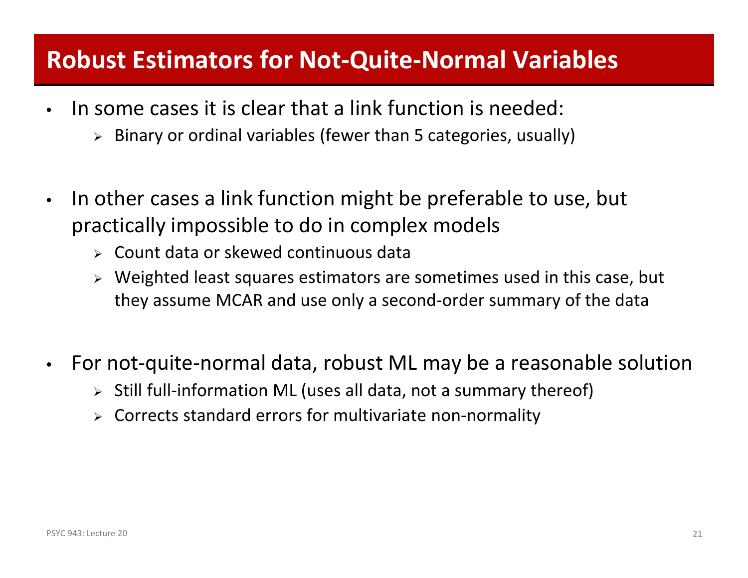# Robust Estimators for Not-Quite-Normal Variables

- In some cases it is clear that a link function is needed:
  - Binary or ordinal variables (fewer than 5 categories, usually)

- In other cases a link function might be preferable to use, but practically impossible to do in complex models
  - Count data or skewed continuous data
  - Weighted least squares estimators are sometimes used in this case, but they assume MCAR and use only a second-order summary of the data

- For not-quite-normal data, robust ML may be a reasonable solution
  - Still full-information ML (uses all data, not a summary thereof)
  - Corrects standard errors for multivariate non-normality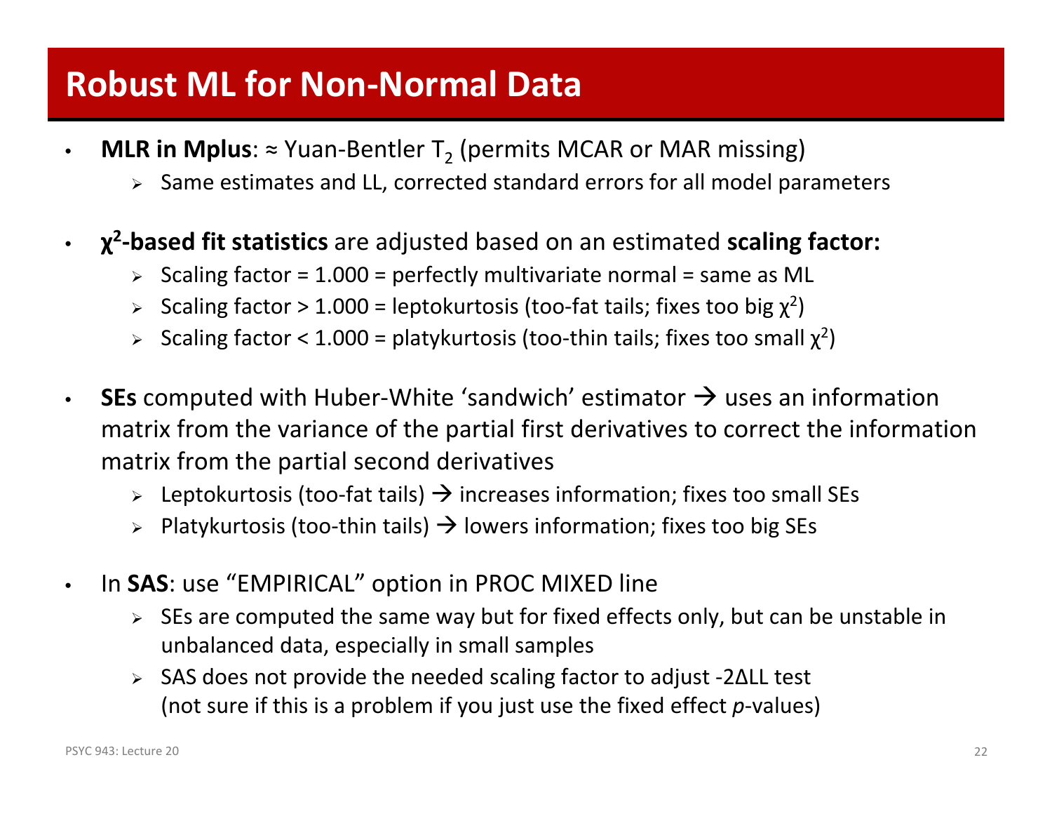# Robust ML for Non-Normal Data

- **MLR in Mplus**: ≈ Yuan-Bentler $T_2$ (permits MCAR or MAR missing)
  - Same estimates and LL, corrected standard errors for all model parameters
- **$\chi^2$-based fit statistics** are adjusted based on an estimated **scaling factor:**
  - Scaling factor = 1.000 = perfectly multivariate normal = same as ML
  - Scaling factor > 1.000 = leptokurtosis (too-fat tails; fixes too big $\chi^2$)
  - Scaling factor < 1.000 = platykurtosis (too-thin tails; fixes too small $\chi^2$)
- **SEs** computed with Huber-White 'sandwich' estimator → uses an information matrix from the variance of the partial first derivatives to correct the information matrix from the partial second derivatives
  - Leptokurtosis (too-fat tails) → increases information; fixes too small SEs
  - Platykurtosis (too-thin tails) → lowers information; fixes too big SEs
- In **SAS**: use "EMPIRICAL" option in PROC MIXED line
  - SEs are computed the same way but for fixed effects only, but can be unstable in unbalanced data, especially in small samples
  - SAS does not provide the needed scaling factor to adjust -2ΔLL test (not sure if this is a problem if you just use the fixed effect *p*-values)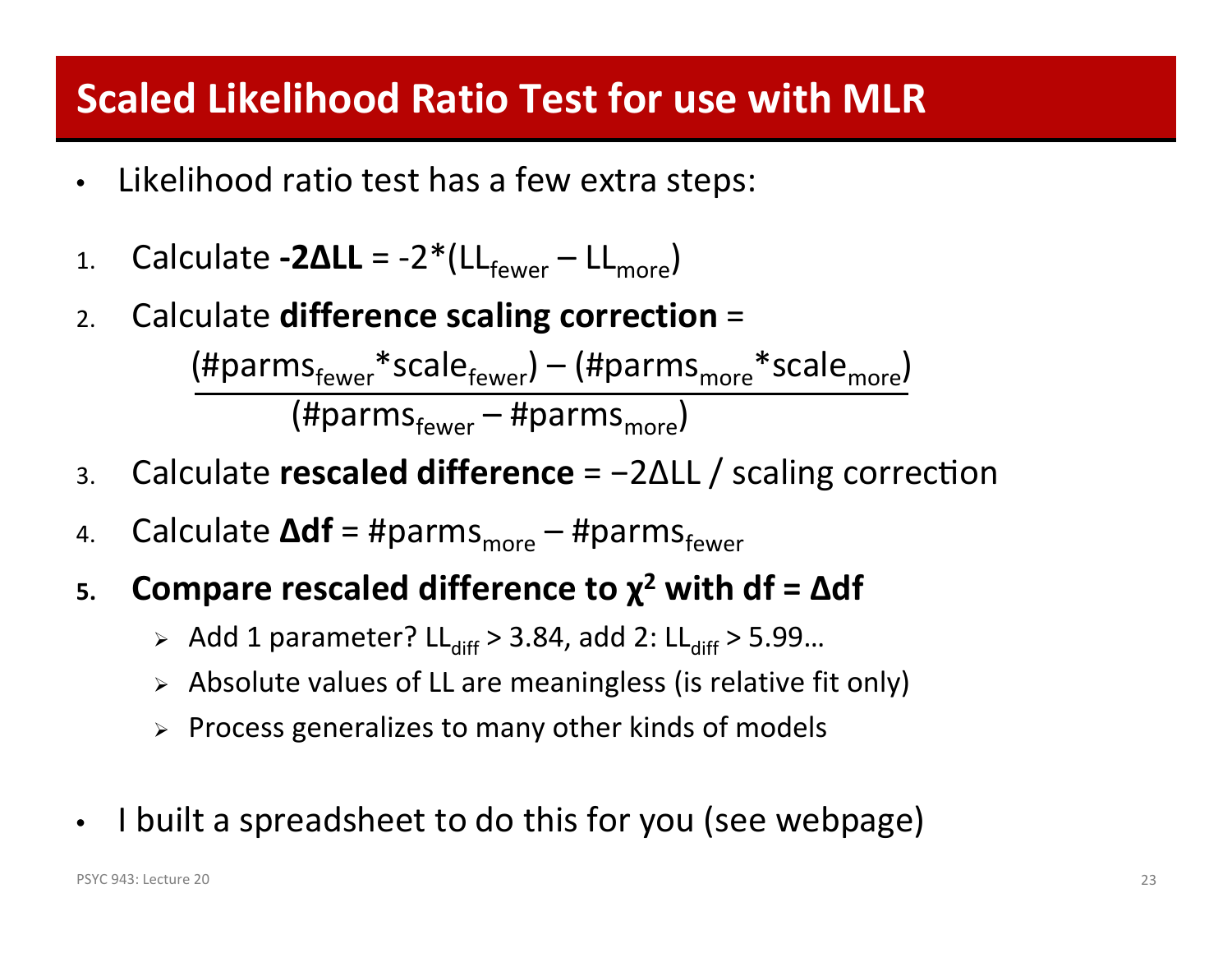# Scaled Likelihood Ratio Test for use with MLR

- Likelihood ratio test has a few extra steps:

1. Calculate **-2ΔLL** = $-2*(LL_{fewer} - LL_{more})$
2. Calculate **difference scaling correction** =

$$\frac{(\#parms_{fewer}*scale_{fewer}) - (\#parms_{more}*scale_{more})}{(\#parms_{fewer} - \#parms_{more})}$$

3. Calculate **rescaled difference** = −2ΔLL / scaling correction
4. Calculate **Δdf** = $\#parms_{more} - \#parms_{fewer}$
5. **Compare rescaled difference to $\chi^2$ with df = Δdf**
   - Add 1 parameter? $LL_{diff} > 3.84$, add 2: $LL_{diff} > 5.99$…
   - Absolute values of LL are meaningless (is relative fit only)
   - Process generalizes to many other kinds of models

- I built a spreadsheet to do this for you (see webpage)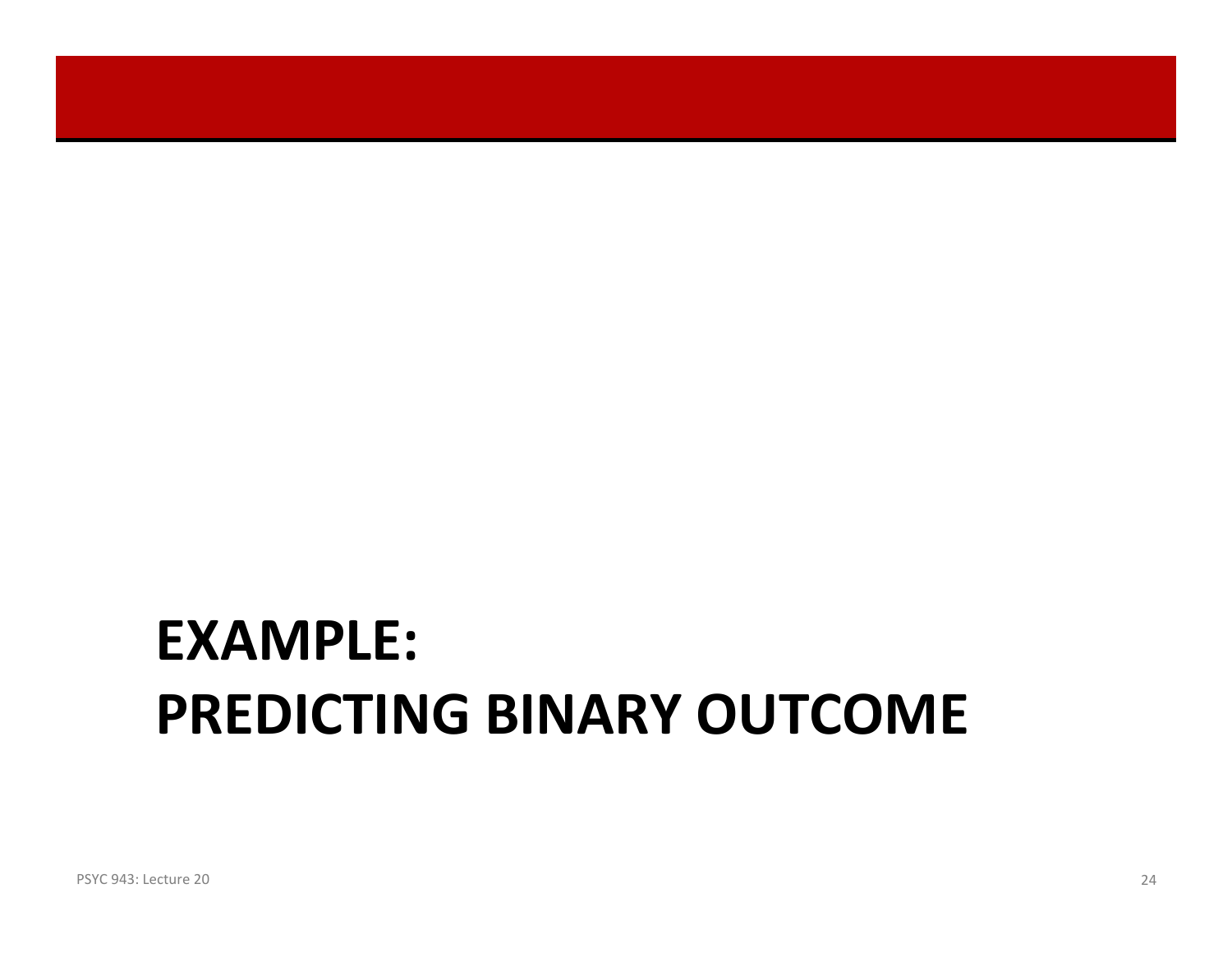# EXAMPLE: PREDICTING BINARY OUTCOME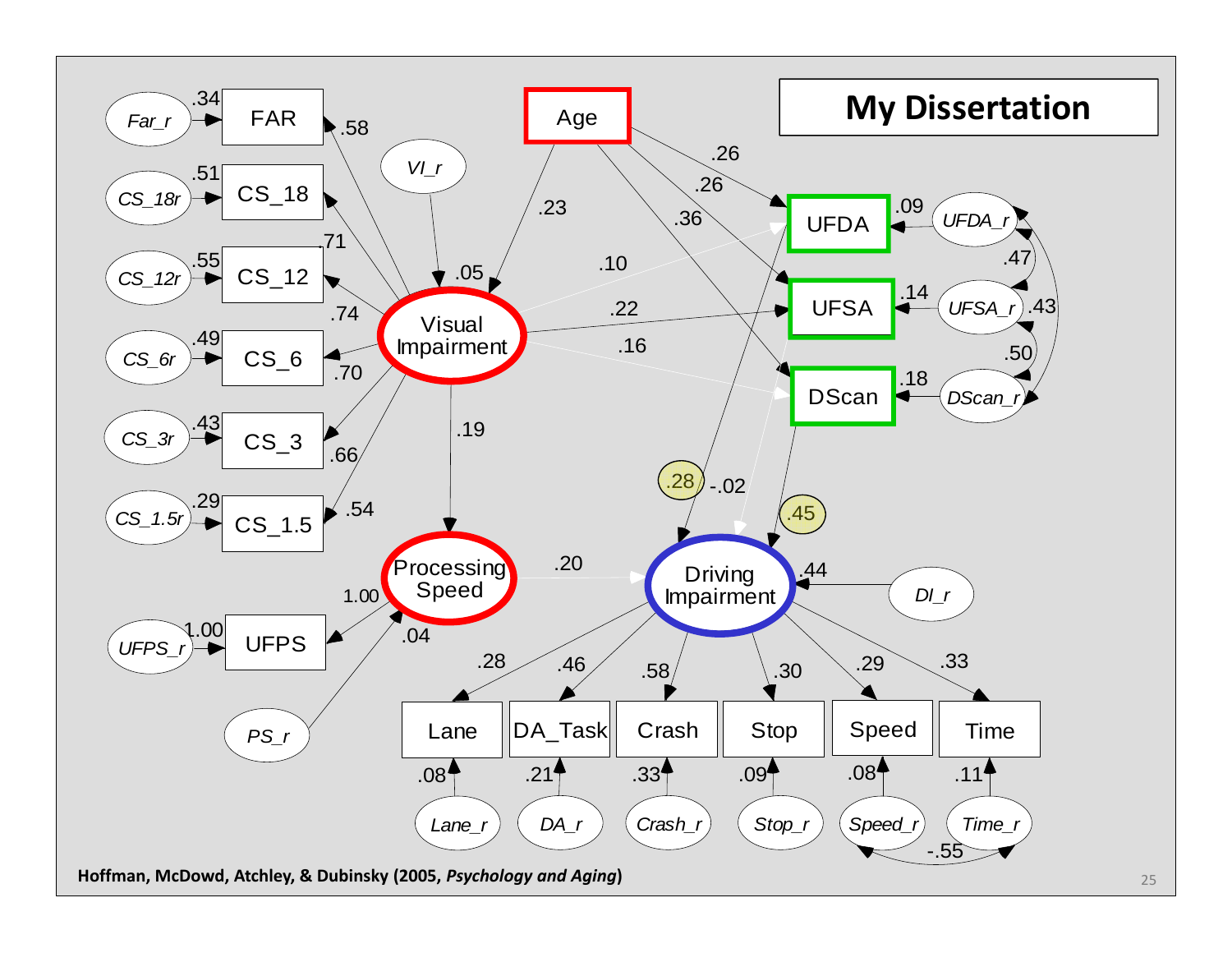# My Dissertation

Hoffman, McDowd, Atchley, & Dubinsky (2005, *Psychology and Aging*)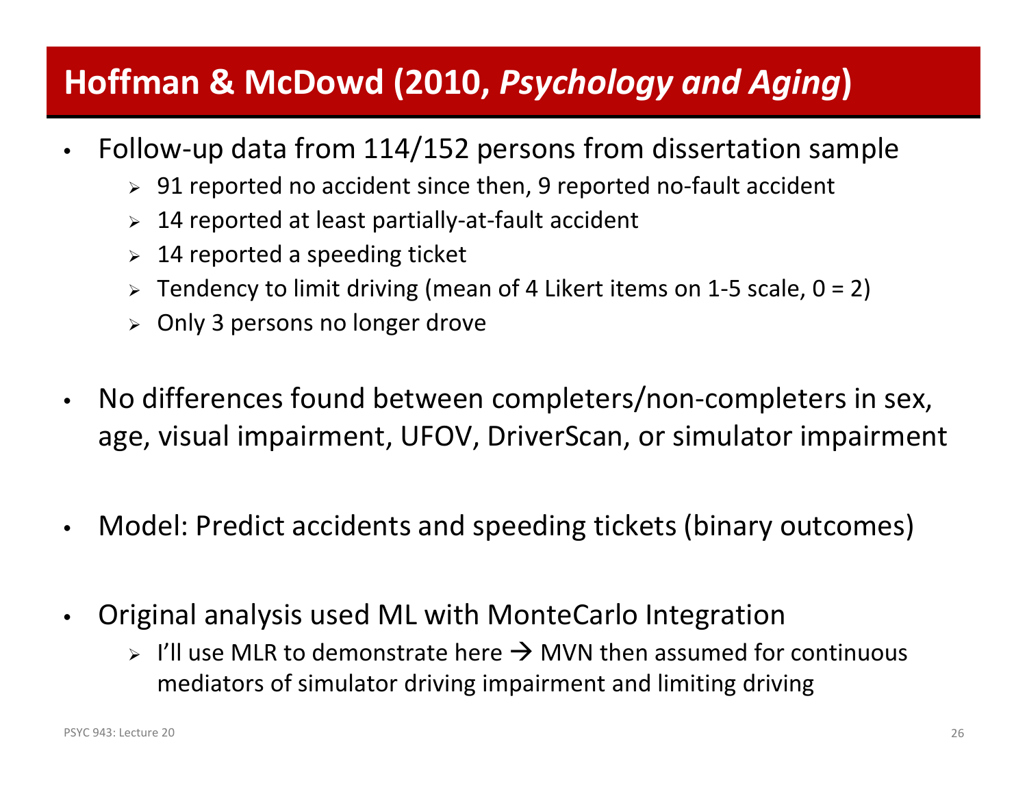# Hoffman & McDowd (2010, *Psychology and Aging*)

- Follow-up data from 114/152 persons from dissertation sample
  - 91 reported no accident since then, 9 reported no-fault accident
  - 14 reported at least partially-at-fault accident
  - 14 reported a speeding ticket
  - Tendency to limit driving (mean of 4 Likert items on 1-5 scale, 0 = 2)
  - Only 3 persons no longer drove
- No differences found between completers/non-completers in sex, age, visual impairment, UFOV, DriverScan, or simulator impairment
- Model: Predict accidents and speeding tickets (binary outcomes)
- Original analysis used ML with MonteCarlo Integration
  - I'll use MLR to demonstrate here → MVN then assumed for continuous mediators of simulator driving impairment and limiting driving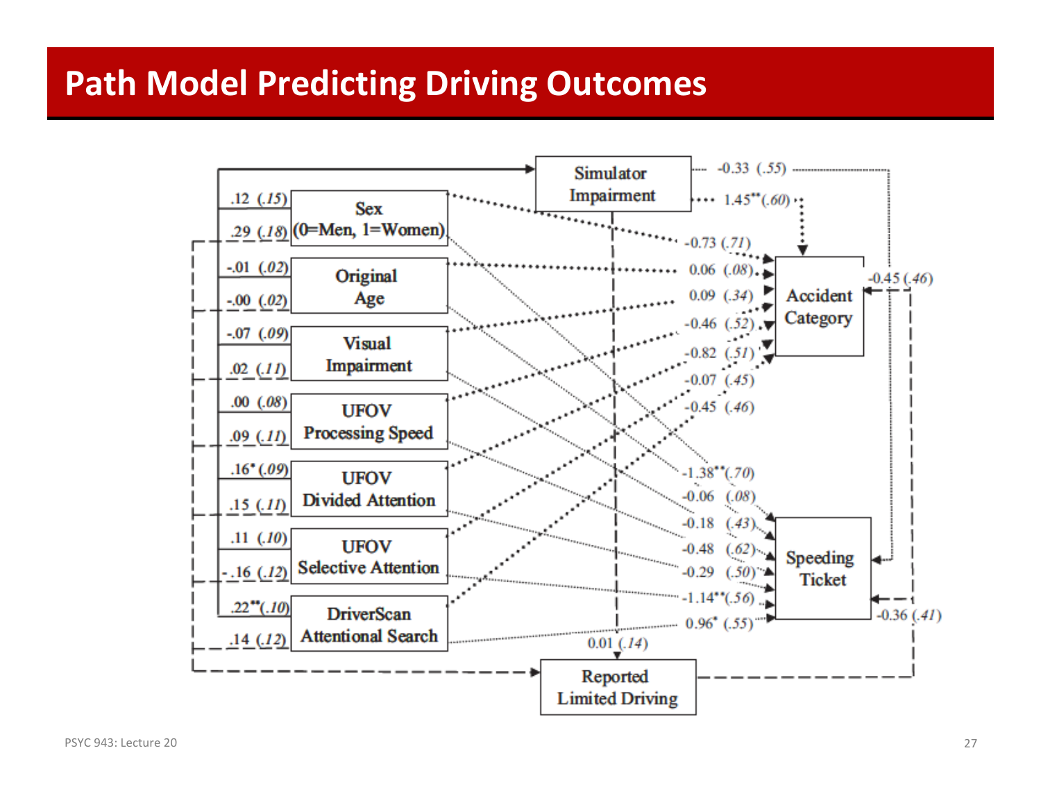# Path Model Predicting Driving Outcomes

Simulator Impairment

Sex (0=Men, 1=Women)

Original Age

Visual Impairment

UFOV Processing Speed

UFOV Divided Attention

UFOV Selective Attention

DriverScan Attentional Search

Reported Limited Driving

Accident Category

Speeding Ticket

.12 (.15)
.29 (.18)
-.01 (.02)
-.00 (.02)
-.07 (.09)
.02 (.11)
.00 (.08)
.09 (.11)
.16* (.09)
.15 (.11)
.11 (.10)
-.16 (.12)
.22** (.10)
.14 (.12)

-0.33 (.55)
1.45** (.60)
-0.73 (.71)
0.06 (.08)
0.09 (.34)
-0.46 (.52)
-0.82 (.51)
-0.07 (.45)
-0.45 (.46)
-0.45 (.46)

-1.38** (.70)
-0.06 (.08)
-0.18 (.43)
-0.48 (.62)
-0.29 (.50)
-1.14** (.56)
0.96* (.55)
-0.36 (.41)

0.01 (.14)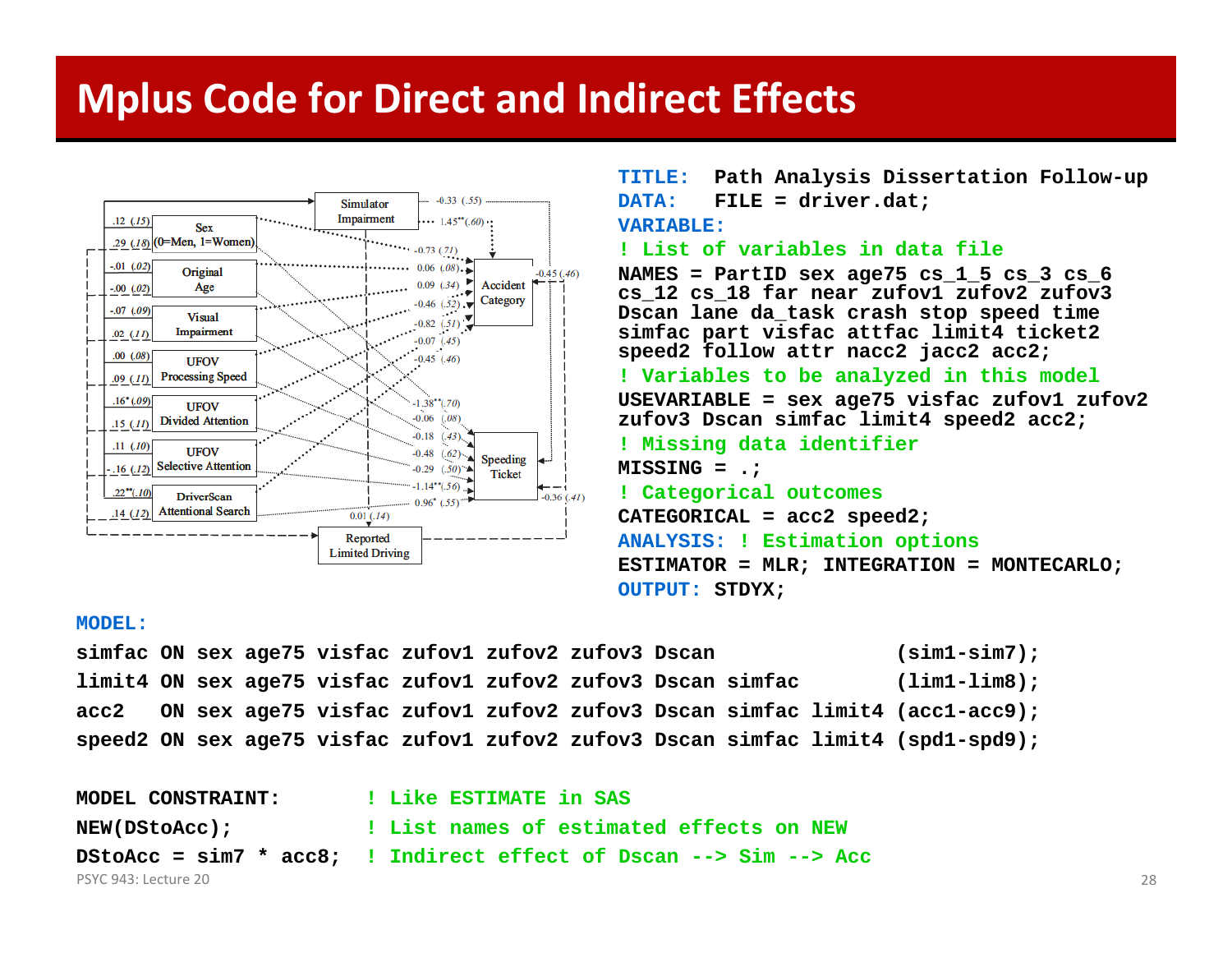# Mplus Code for Direct and Indirect Effects

```
TITLE:    Path Analysis Dissertation Follow-up
DATA:     FILE = driver.dat;
VARIABLE:
! List of variables in data file
NAMES = PartID sex age75 cs_1_5 cs_3 cs_6
cs_12 cs_18 far near zufov1 zufov2 zufov3
Dscan lane da_task crash stop speed time
simfac part visfac attfac limit4 ticket2
speed2 follow attr nacc2 jacc2 acc2;
! Variables to be analyzed in this model
USEVARIABLE = sex age75 visfac zufov1 zufov2
zufov3 Dscan simfac limit4 speed2 acc2;
! Missing data identifier
MISSING = .;
! Categorical outcomes
CATEGORICAL = acc2 speed2;
ANALYSIS: ! Estimation options
ESTIMATOR = MLR; INTEGRATION = MONTECARLO;
OUTPUT: STDYX;
```

```
MODEL:
simfac ON sex age75 visfac zufov1 zufov2 zufov3 Dscan               (sim1-sim7);
limit4 ON sex age75 visfac zufov1 zufov2 zufov3 Dscan simfac        (lim1-lim8);
acc2   ON sex age75 visfac zufov1 zufov2 zufov3 Dscan simfac limit4 (acc1-acc9);
speed2 ON sex age75 visfac zufov1 zufov2 zufov3 Dscan simfac limit4 (spd1-spd9);

MODEL CONSTRAINT:        ! Like ESTIMATE in SAS
NEW(DStoAcc);            ! List names of estimated effects on NEW
DStoAcc = sim7 * acc8;   ! Indirect effect of Dscan --> Sim --> Acc
```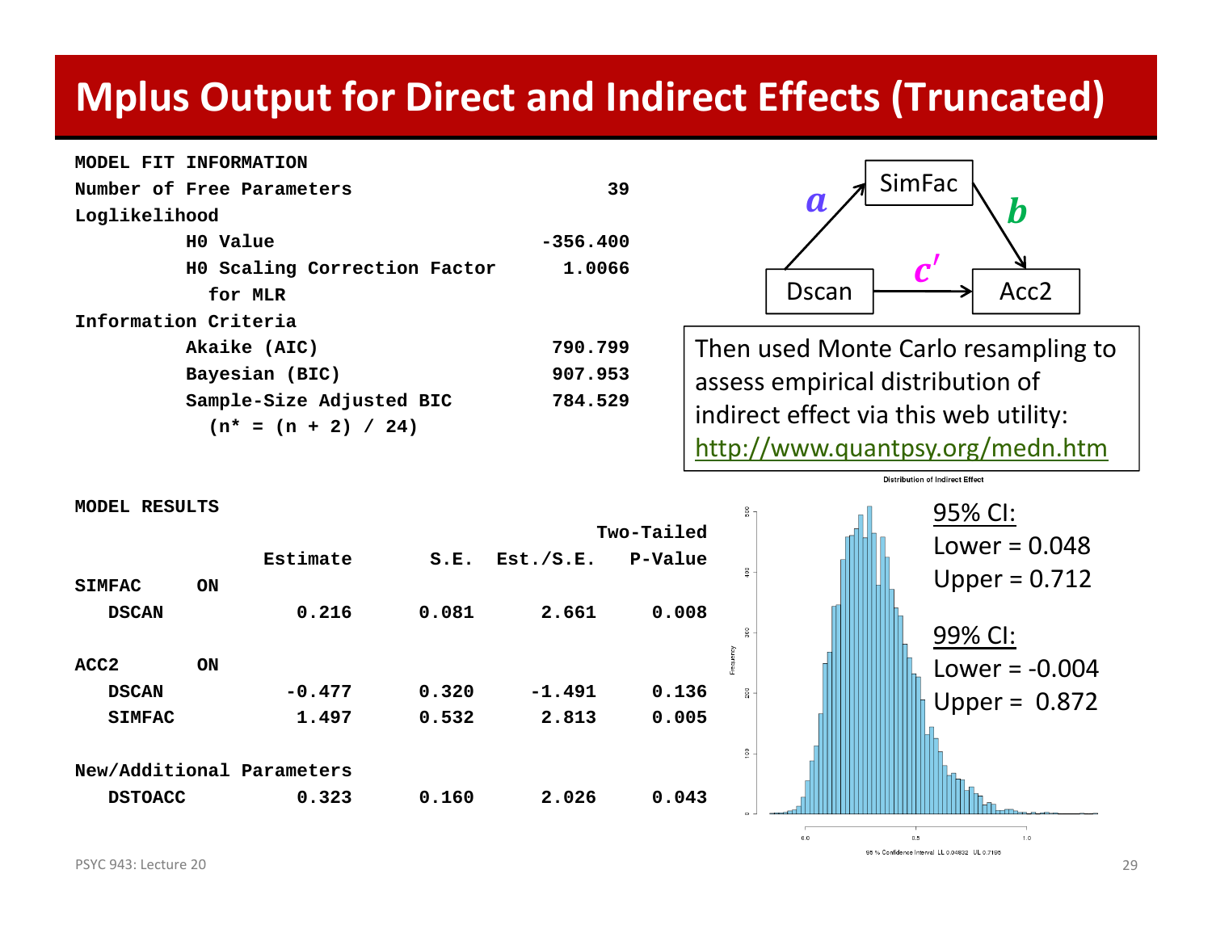# Mplus Output for Direct and Indirect Effects (Truncated)

```
MODEL FIT INFORMATION
Number of Free Parameters                        39
Loglikelihood
          H0 Value                         -356.400
          H0 Scaling Correction Factor       1.0066
            for MLR
Information Criteria
          Akaike (AIC)                      790.799
          Bayesian (BIC)                    907.953
          Sample-Size Adjusted BIC          784.529
            (n* = (n + 2) / 24)
```

```
MODEL RESULTS
                                                    Two-Tailed
                    Estimate       S.E.  Est./S.E.    P-Value
SIMFAC     ON
   DSCAN               0.216      0.081      2.661      0.008

ACC2       ON
   DSCAN              -0.477      0.320     -1.491      0.136
   SIMFAC              1.497      0.532      2.813      0.005

New/Additional Parameters
   DSTOACC             0.323      0.160      2.026      0.043
```

Path diagram: Dscan → SimFac (*a*), SimFac → Acc2 (*b*), Dscan → Acc2 (*c′*)

Then used Monte Carlo resampling to assess empirical distribution of indirect effect via this web utility: http://www.quantpsy.org/medn.htm

Distribution of Indirect Effect

95% CI:
Lower = 0.048
Upper = 0.712

99% CI:
Lower = -0.004
Upper = 0.872

95 % Confidence Interval LL 0.04832 UL 0.7195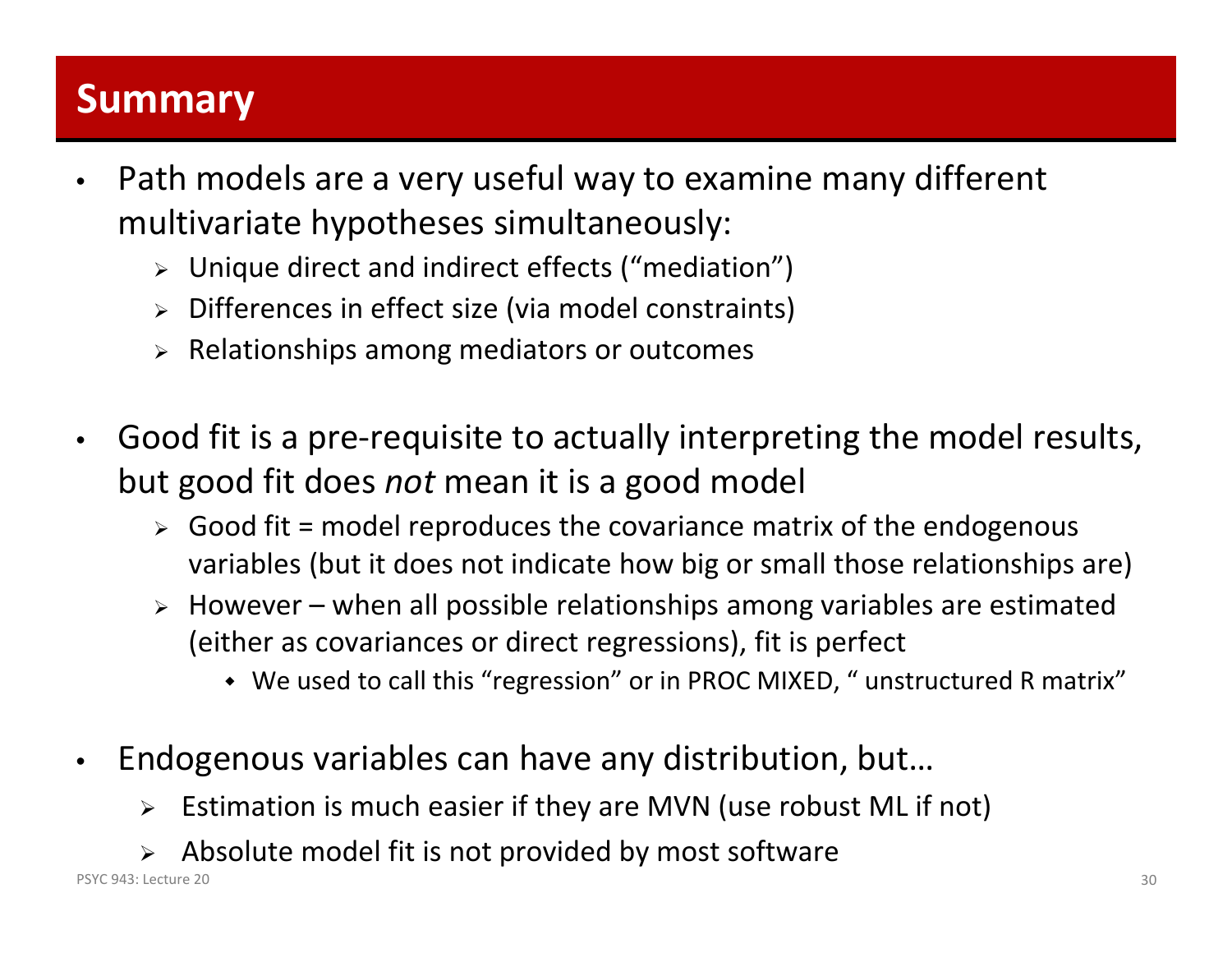# Summary

- Path models are a very useful way to examine many different multivariate hypotheses simultaneously:
  - Unique direct and indirect effects ("mediation")
  - Differences in effect size (via model constraints)
  - Relationships among mediators or outcomes

- Good fit is a pre-requisite to actually interpreting the model results, but good fit does *not* mean it is a good model
  - Good fit = model reproduces the covariance matrix of the endogenous variables (but it does not indicate how big or small those relationships are)
  - However – when all possible relationships among variables are estimated (either as covariances or direct regressions), fit is perfect
    - We used to call this "regression" or in PROC MIXED, " unstructured R matrix"

- Endogenous variables can have any distribution, but…
  - Estimation is much easier if they are MVN (use robust ML if not)
  - Absolute model fit is not provided by most software